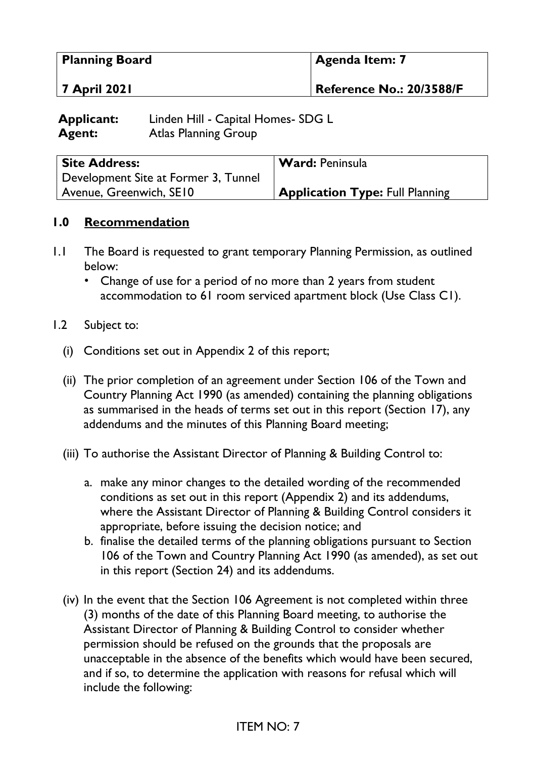| Planning Board | Agenda Item: 7 |
| --- | --- |
| 7 April 2021 | Reference No.: 20/3588/F |

**Applicant:** Linden Hill - Capital Homes- SDG L
**Agent:** Atlas Planning Group

| Site Address: | Ward: Peninsula |
| --- | --- |
| Development Site at Former 3, Tunnel Avenue, Greenwich, SE10 | Application Type: Full Planning |

## 1.0 Recommendation

1.1 The Board is requested to grant temporary Planning Permission, as outlined below:

- Change of use for a period of no more than 2 years from student accommodation to 61 room serviced apartment block (Use Class C1).

1.2 Subject to:

(i) Conditions set out in Appendix 2 of this report;

(ii) The prior completion of an agreement under Section 106 of the Town and Country Planning Act 1990 (as amended) containing the planning obligations as summarised in the heads of terms set out in this report (Section 17), any addendums and the minutes of this Planning Board meeting;

(iii) To authorise the Assistant Director of Planning & Building Control to:

a. make any minor changes to the detailed wording of the recommended conditions as set out in this report (Appendix 2) and its addendums, where the Assistant Director of Planning & Building Control considers it appropriate, before issuing the decision notice; and

b. finalise the detailed terms of the planning obligations pursuant to Section 106 of the Town and Country Planning Act 1990 (as amended), as set out in this report (Section 24) and its addendums.

(iv) In the event that the Section 106 Agreement is not completed within three (3) months of the date of this Planning Board meeting, to authorise the Assistant Director of Planning & Building Control to consider whether permission should be refused on the grounds that the proposals are unacceptable in the absence of the benefits which would have been secured, and if so, to determine the application with reasons for refusal which will include the following: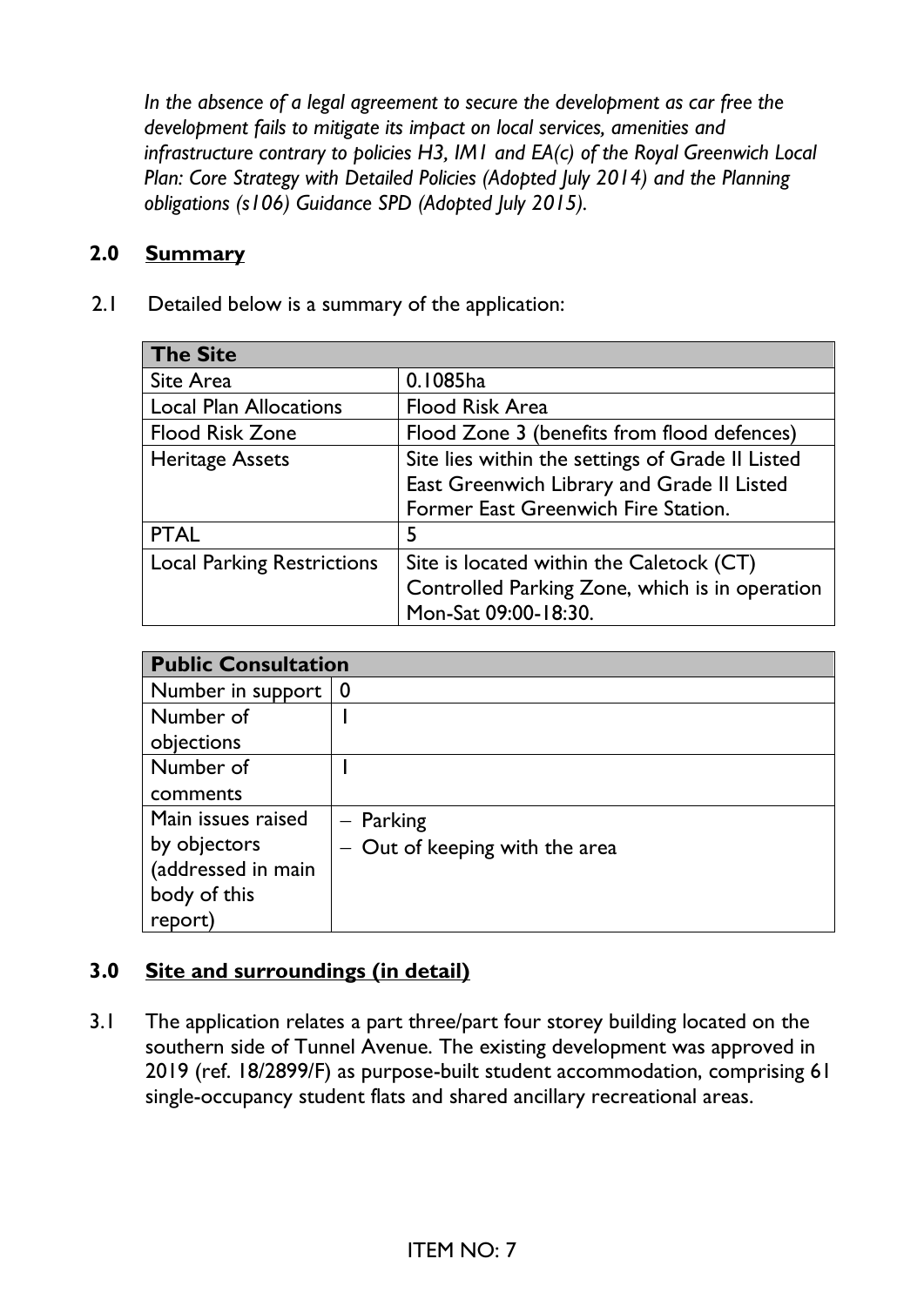*In the absence of a legal agreement to secure the development as car free the development fails to mitigate its impact on local services, amenities and infrastructure contrary to policies H3, IM1 and EA(c) of the Royal Greenwich Local Plan: Core Strategy with Detailed Policies (Adopted July 2014) and the Planning obligations (s106) Guidance SPD (Adopted July 2015).*

## 2.0 Summary

2.1 Detailed below is a summary of the application:

| **The Site** | |
|---|---|
| Site Area | 0.1085ha |
| Local Plan Allocations | Flood Risk Area |
| Flood Risk Zone | Flood Zone 3 (benefits from flood defences) |
| Heritage Assets | Site lies within the settings of Grade II Listed East Greenwich Library and Grade II Listed Former East Greenwich Fire Station. |
| PTAL | 5 |
| Local Parking Restrictions | Site is located within the Caletock (CT) Controlled Parking Zone, which is in operation Mon-Sat 09:00-18:30. |

| **Public Consultation** | |
|---|---|
| Number in support | 0 |
| Number of objections | 1 |
| Number of comments | 1 |
| Main issues raised by objectors (addressed in main body of this report) | – Parking<br>– Out of keeping with the area |

## 3.0 Site and surroundings (in detail)

3.1 The application relates a part three/part four storey building located on the southern side of Tunnel Avenue. The existing development was approved in 2019 (ref. 18/2899/F) as purpose-built student accommodation, comprising 61 single-occupancy student flats and shared ancillary recreational areas.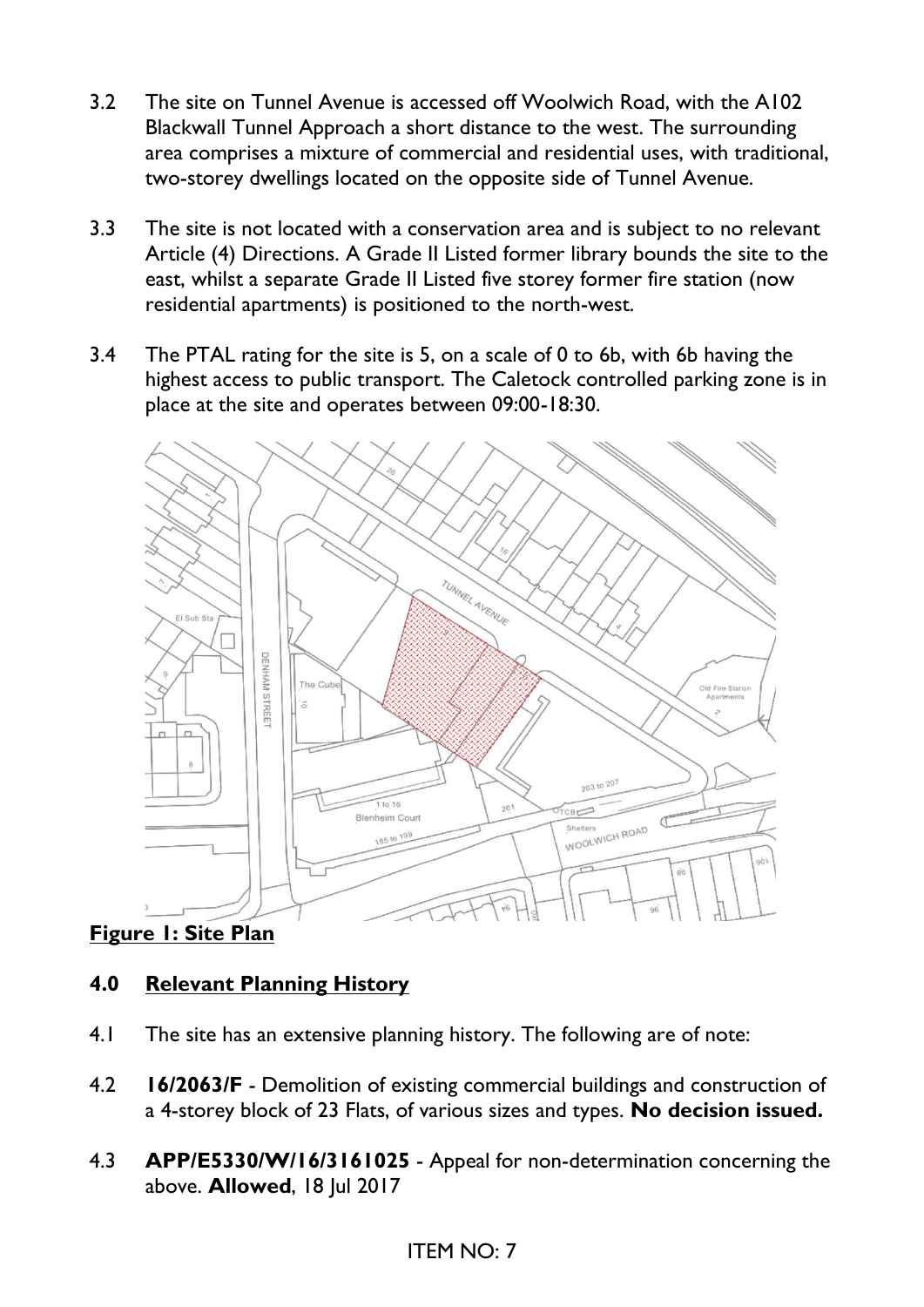3.2 The site on Tunnel Avenue is accessed off Woolwich Road, with the A102 Blackwall Tunnel Approach a short distance to the west. The surrounding area comprises a mixture of commercial and residential uses, with traditional, two-storey dwellings located on the opposite side of Tunnel Avenue.

3.3 The site is not located with a conservation area and is subject to no relevant Article (4) Directions. A Grade II Listed former library bounds the site to the east, whilst a separate Grade II Listed five storey former fire station (now residential apartments) is positioned to the north-west.

3.4 The PTAL rating for the site is 5, on a scale of 0 to 6b, with 6b having the highest access to public transport. The Caletock controlled parking zone is in place at the site and operates between 09:00-18:30.

**Figure 1: Site Plan**

## 4.0 Relevant Planning History

4.1 The site has an extensive planning history. The following are of note:

4.2 **16/2063/F** - Demolition of existing commercial buildings and construction of a 4-storey block of 23 Flats, of various sizes and types. **No decision issued.**

4.3 **APP/E5330/W/16/3161025** - Appeal for non-determination concerning the above. **Allowed**, 18 Jul 2017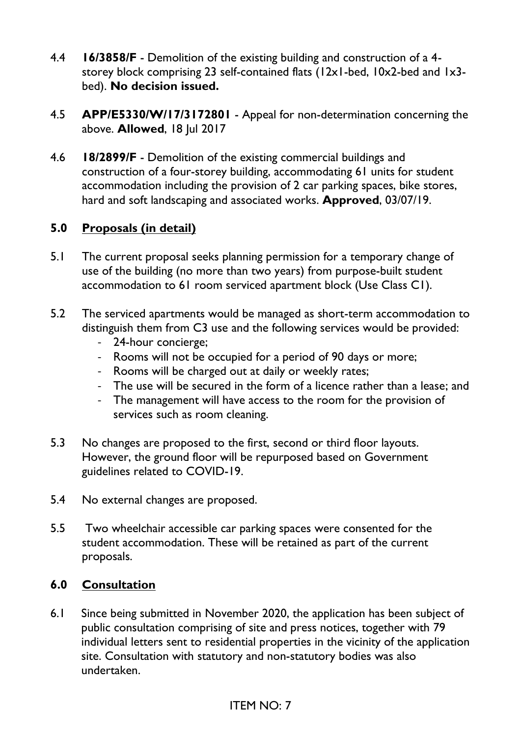4.4 **16/3858/F** - Demolition of the existing building and construction of a 4-storey block comprising 23 self-contained flats (12x1-bed, 10x2-bed and 1x3-bed). **No decision issued.**

4.5 **APP/E5330/W/17/3172801** - Appeal for non-determination concerning the above. **Allowed**, 18 Jul 2017

4.6 **18/2899/F** - Demolition of the existing commercial buildings and construction of a four-storey building, accommodating 61 units for student accommodation including the provision of 2 car parking spaces, bike stores, hard and soft landscaping and associated works. **Approved**, 03/07/19.

## 5.0 Proposals (in detail)

5.1 The current proposal seeks planning permission for a temporary change of use of the building (no more than two years) from purpose-built student accommodation to 61 room serviced apartment block (Use Class C1).

5.2 The serviced apartments would be managed as short-term accommodation to distinguish them from C3 use and the following services would be provided:

- 24-hour concierge;
- Rooms will not be occupied for a period of 90 days or more;
- Rooms will be charged out at daily or weekly rates;
- The use will be secured in the form of a licence rather than a lease; and
- The management will have access to the room for the provision of services such as room cleaning.

5.3 No changes are proposed to the first, second or third floor layouts. However, the ground floor will be repurposed based on Government guidelines related to COVID-19.

5.4 No external changes are proposed.

5.5 Two wheelchair accessible car parking spaces were consented for the student accommodation. These will be retained as part of the current proposals.

## 6.0 Consultation

6.1 Since being submitted in November 2020, the application has been subject of public consultation comprising of site and press notices, together with 79 individual letters sent to residential properties in the vicinity of the application site. Consultation with statutory and non-statutory bodies was also undertaken.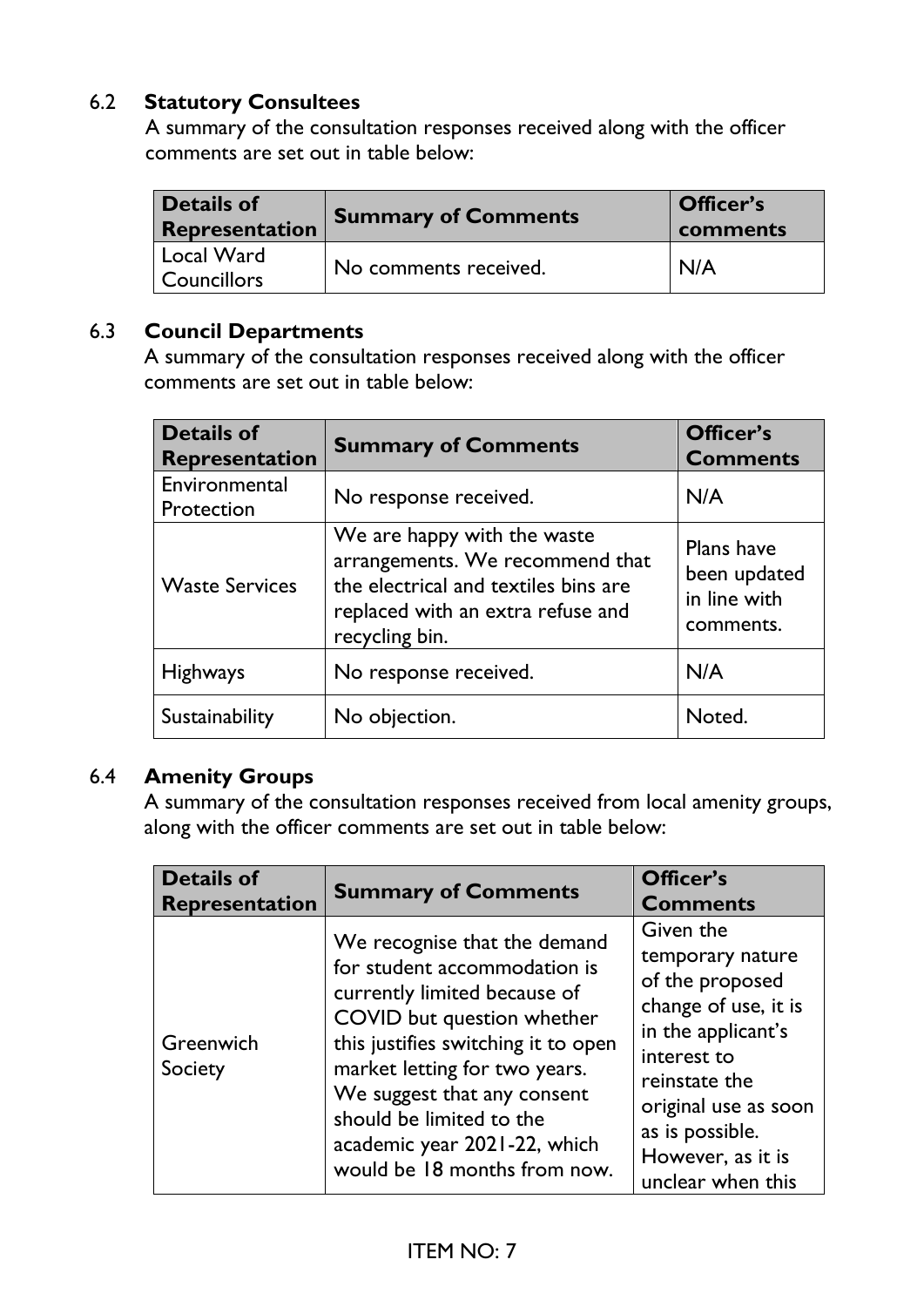### 6.2 Statutory Consultees

A summary of the consultation responses received along with the officer comments are set out in table below:

| Details of Representation | Summary of Comments | Officer's comments |
|---|---|---|
| Local Ward Councillors | No comments received. | N/A |

### 6.3 Council Departments

A summary of the consultation responses received along with the officer comments are set out in table below:

| Details of Representation | Summary of Comments | Officer's Comments |
|---|---|---|
| Environmental Protection | No response received. | N/A |
| Waste Services | We are happy with the waste arrangements. We recommend that the electrical and textiles bins are replaced with an extra refuse and recycling bin. | Plans have been updated in line with comments. |
| Highways | No response received. | N/A |
| Sustainability | No objection. | Noted. |

### 6.4 Amenity Groups

A summary of the consultation responses received from local amenity groups, along with the officer comments are set out in table below:

| Details of Representation | Summary of Comments | Officer's Comments |
|---|---|---|
| Greenwich Society | We recognise that the demand for student accommodation is currently limited because of COVID but question whether this justifies switching it to open market letting for two years. We suggest that any consent should be limited to the academic year 2021-22, which would be 18 months from now. | Given the temporary nature of the proposed change of use, it is in the applicant's interest to reinstate the original use as soon as is possible. However, as it is unclear when this |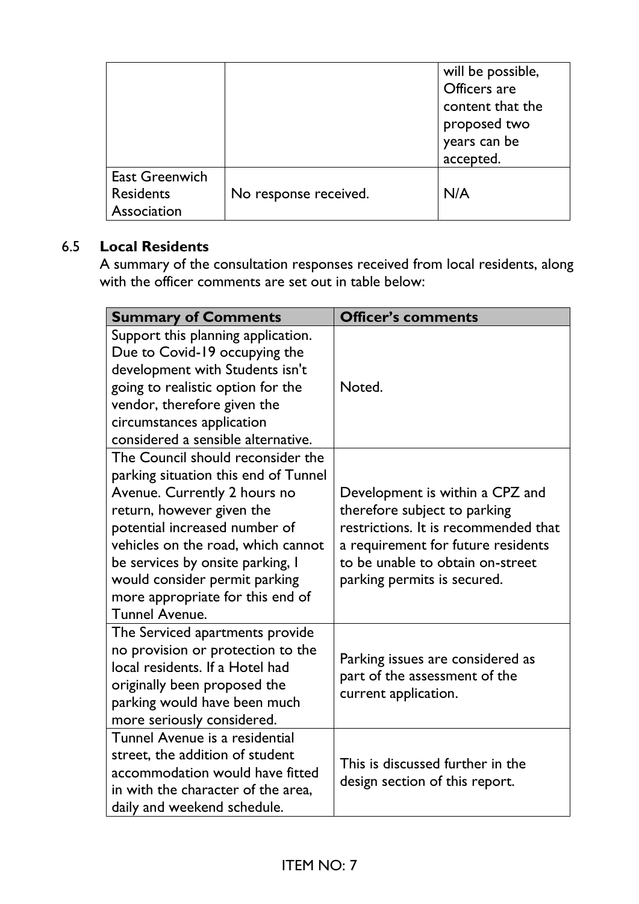|  |  | will be possible, Officers are content that the proposed two years can be accepted. |
| --- | --- | --- |
| East Greenwich Residents Association | No response received. | N/A |

6.5 **Local Residents**

A summary of the consultation responses received from local residents, along with the officer comments are set out in table below:

| **Summary of Comments** | **Officer's comments** |
| --- | --- |
| Support this planning application. Due to Covid-19 occupying the development with Students isn't going to realistic option for the vendor, therefore given the circumstances application considered a sensible alternative. | Noted. |
| The Council should reconsider the parking situation this end of Tunnel Avenue. Currently 2 hours no return, however given the potential increased number of vehicles on the road, which cannot be services by onsite parking, I would consider permit parking more appropriate for this end of Tunnel Avenue. | Development is within a CPZ and therefore subject to parking restrictions. It is recommended that a requirement for future residents to be unable to obtain on-street parking permits is secured. |
| The Serviced apartments provide no provision or protection to the local residents. If a Hotel had originally been proposed the parking would have been much more seriously considered. | Parking issues are considered as part of the assessment of the current application. |
| Tunnel Avenue is a residential street, the addition of student accommodation would have fitted in with the character of the area, daily and weekend schedule. | This is discussed further in the design section of this report. |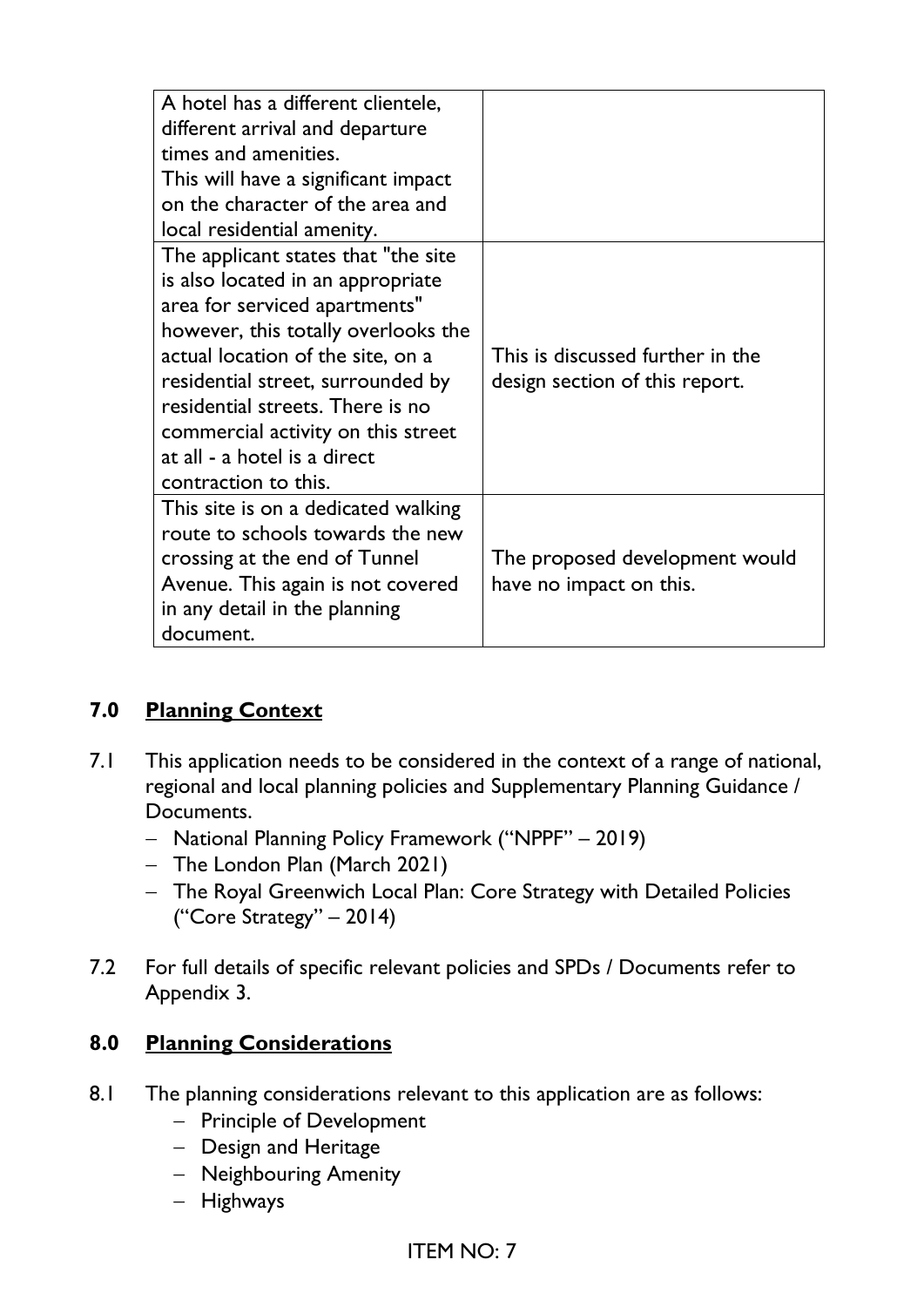| | |
|---|---|
| A hotel has a different clientele, different arrival and departure times and amenities. This will have a significant impact on the character of the area and local residential amenity. | |
| The applicant states that "the site is also located in an appropriate area for serviced apartments" however, this totally overlooks the actual location of the site, on a residential street, surrounded by residential streets. There is no commercial activity on this street at all - a hotel is a direct contraction to this. | This is discussed further in the design section of this report. |
| This site is on a dedicated walking route to schools towards the new crossing at the end of Tunnel Avenue. This again is not covered in any detail in the planning document. | The proposed development would have no impact on this. |

## 7.0 Planning Context

7.1 This application needs to be considered in the context of a range of national, regional and local planning policies and Supplementary Planning Guidance / Documents.

- National Planning Policy Framework ("NPPF" – 2019)
- The London Plan (March 2021)
- The Royal Greenwich Local Plan: Core Strategy with Detailed Policies ("Core Strategy" – 2014)

7.2 For full details of specific relevant policies and SPDs / Documents refer to Appendix 3.

## 8.0 Planning Considerations

8.1 The planning considerations relevant to this application are as follows:

- Principle of Development
- Design and Heritage
- Neighbouring Amenity
- Highways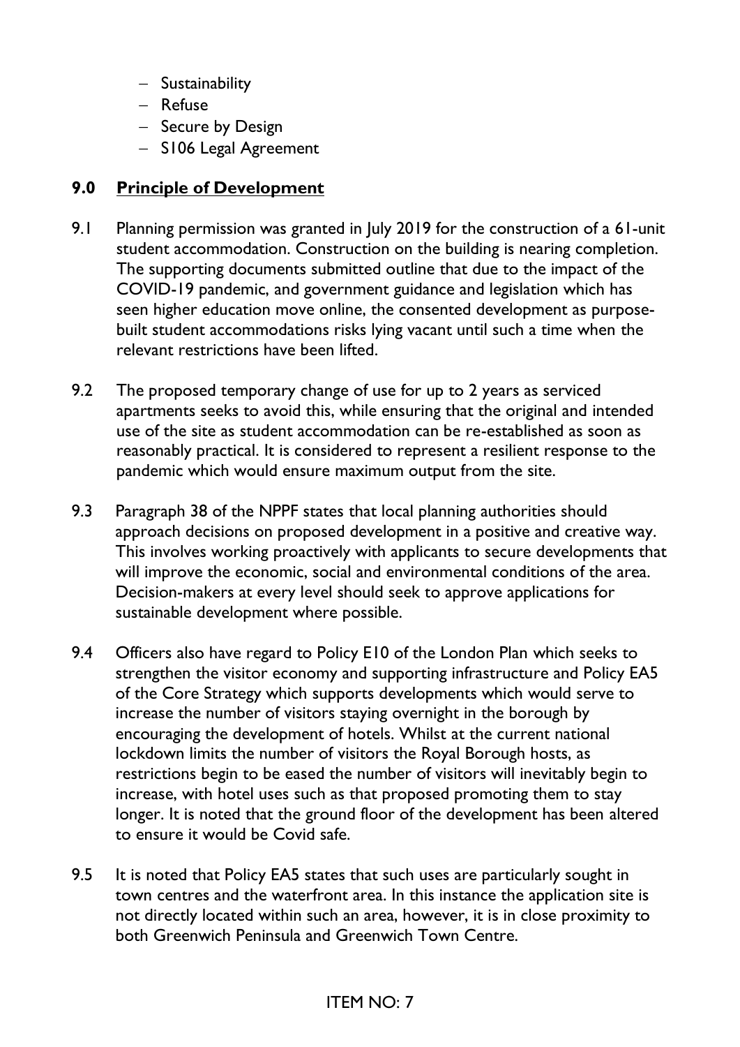- Sustainability
- Refuse
- Secure by Design
- S106 Legal Agreement

## 9.0 Principle of Development

9.1 Planning permission was granted in July 2019 for the construction of a 61-unit student accommodation. Construction on the building is nearing completion. The supporting documents submitted outline that due to the impact of the COVID-19 pandemic, and government guidance and legislation which has seen higher education move online, the consented development as purpose-built student accommodations risks lying vacant until such a time when the relevant restrictions have been lifted.

9.2 The proposed temporary change of use for up to 2 years as serviced apartments seeks to avoid this, while ensuring that the original and intended use of the site as student accommodation can be re-established as soon as reasonably practical. It is considered to represent a resilient response to the pandemic which would ensure maximum output from the site.

9.3 Paragraph 38 of the NPPF states that local planning authorities should approach decisions on proposed development in a positive and creative way. This involves working proactively with applicants to secure developments that will improve the economic, social and environmental conditions of the area. Decision-makers at every level should seek to approve applications for sustainable development where possible.

9.4 Officers also have regard to Policy E10 of the London Plan which seeks to strengthen the visitor economy and supporting infrastructure and Policy EA5 of the Core Strategy which supports developments which would serve to increase the number of visitors staying overnight in the borough by encouraging the development of hotels. Whilst at the current national lockdown limits the number of visitors the Royal Borough hosts, as restrictions begin to be eased the number of visitors will inevitably begin to increase, with hotel uses such as that proposed promoting them to stay longer. It is noted that the ground floor of the development has been altered to ensure it would be Covid safe.

9.5 It is noted that Policy EA5 states that such uses are particularly sought in town centres and the waterfront area. In this instance the application site is not directly located within such an area, however, it is in close proximity to both Greenwich Peninsula and Greenwich Town Centre.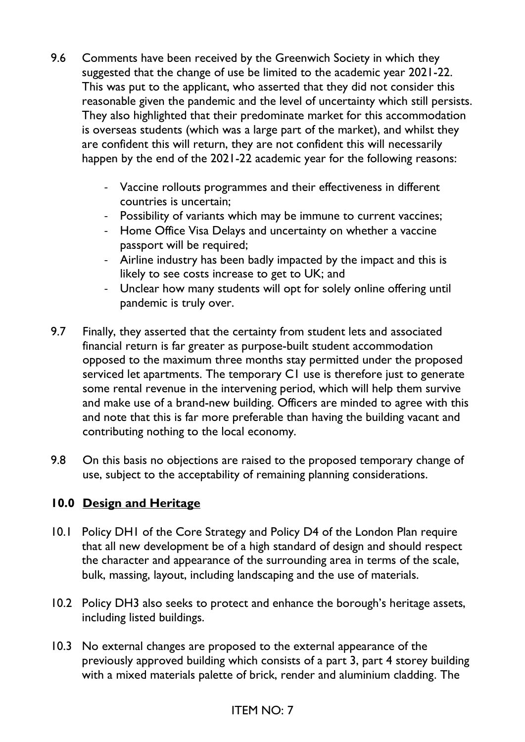9.6 Comments have been received by the Greenwich Society in which they suggested that the change of use be limited to the academic year 2021-22. This was put to the applicant, who asserted that they did not consider this reasonable given the pandemic and the level of uncertainty which still persists. They also highlighted that their predominate market for this accommodation is overseas students (which was a large part of the market), and whilst they are confident this will return, they are not confident this will necessarily happen by the end of the 2021-22 academic year for the following reasons:

- Vaccine rollouts programmes and their effectiveness in different countries is uncertain;
- Possibility of variants which may be immune to current vaccines;
- Home Office Visa Delays and uncertainty on whether a vaccine passport will be required;
- Airline industry has been badly impacted by the impact and this is likely to see costs increase to get to UK; and
- Unclear how many students will opt for solely online offering until pandemic is truly over.

9.7 Finally, they asserted that the certainty from student lets and associated financial return is far greater as purpose-built student accommodation opposed to the maximum three months stay permitted under the proposed serviced let apartments. The temporary C1 use is therefore just to generate some rental revenue in the intervening period, which will help them survive and make use of a brand-new building. Officers are minded to agree with this and note that this is far more preferable than having the building vacant and contributing nothing to the local economy.

9.8 On this basis no objections are raised to the proposed temporary change of use, subject to the acceptability of remaining planning considerations.

## 10.0 Design and Heritage

10.1 Policy DH1 of the Core Strategy and Policy D4 of the London Plan require that all new development be of a high standard of design and should respect the character and appearance of the surrounding area in terms of the scale, bulk, massing, layout, including landscaping and the use of materials.

10.2 Policy DH3 also seeks to protect and enhance the borough's heritage assets, including listed buildings.

10.3 No external changes are proposed to the external appearance of the previously approved building which consists of a part 3, part 4 storey building with a mixed materials palette of brick, render and aluminium cladding. The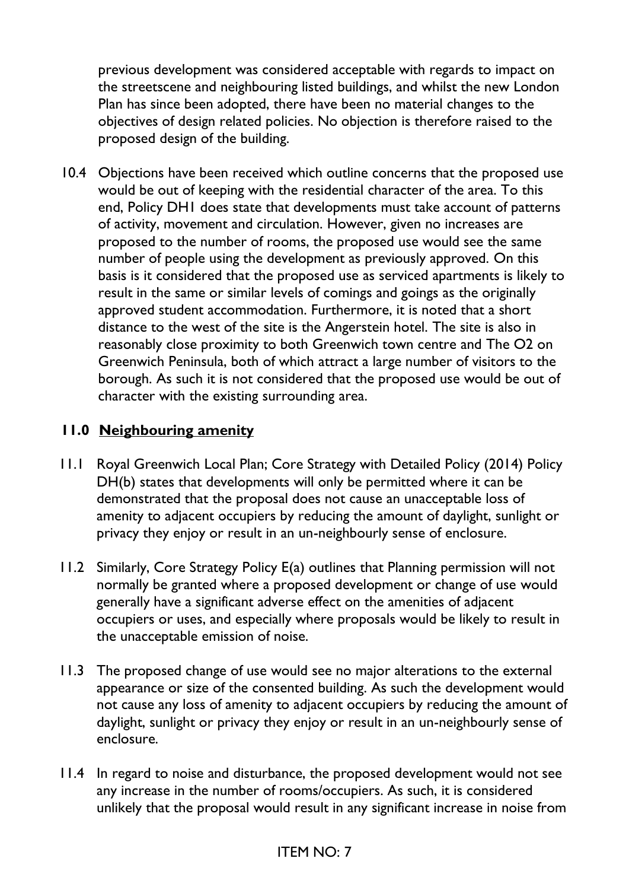previous development was considered acceptable with regards to impact on the streetscene and neighbouring listed buildings, and whilst the new London Plan has since been adopted, there have been no material changes to the objectives of design related policies. No objection is therefore raised to the proposed design of the building.

10.4 Objections have been received which outline concerns that the proposed use would be out of keeping with the residential character of the area. To this end, Policy DH1 does state that developments must take account of patterns of activity, movement and circulation. However, given no increases are proposed to the number of rooms, the proposed use would see the same number of people using the development as previously approved. On this basis is it considered that the proposed use as serviced apartments is likely to result in the same or similar levels of comings and goings as the originally approved student accommodation. Furthermore, it is noted that a short distance to the west of the site is the Angerstein hotel. The site is also in reasonably close proximity to both Greenwich town centre and The O2 on Greenwich Peninsula, both of which attract a large number of visitors to the borough. As such it is not considered that the proposed use would be out of character with the existing surrounding area.

## 11.0 Neighbouring amenity

11.1 Royal Greenwich Local Plan; Core Strategy with Detailed Policy (2014) Policy DH(b) states that developments will only be permitted where it can be demonstrated that the proposal does not cause an unacceptable loss of amenity to adjacent occupiers by reducing the amount of daylight, sunlight or privacy they enjoy or result in an un-neighbourly sense of enclosure.

11.2 Similarly, Core Strategy Policy E(a) outlines that Planning permission will not normally be granted where a proposed development or change of use would generally have a significant adverse effect on the amenities of adjacent occupiers or uses, and especially where proposals would be likely to result in the unacceptable emission of noise.

11.3 The proposed change of use would see no major alterations to the external appearance or size of the consented building. As such the development would not cause any loss of amenity to adjacent occupiers by reducing the amount of daylight, sunlight or privacy they enjoy or result in an un-neighbourly sense of enclosure.

11.4 In regard to noise and disturbance, the proposed development would not see any increase in the number of rooms/occupiers. As such, it is considered unlikely that the proposal would result in any significant increase in noise from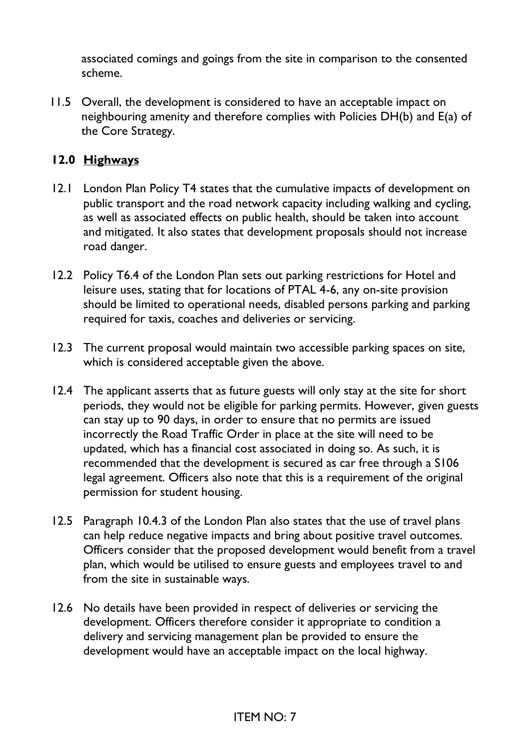associated comings and goings from the site in comparison to the consented scheme.

11.5 Overall, the development is considered to have an acceptable impact on neighbouring amenity and therefore complies with Policies DH(b) and E(a) of the Core Strategy.

## 12.0 Highways

12.1 London Plan Policy T4 states that the cumulative impacts of development on public transport and the road network capacity including walking and cycling, as well as associated effects on public health, should be taken into account and mitigated. It also states that development proposals should not increase road danger.

12.2 Policy T6.4 of the London Plan sets out parking restrictions for Hotel and leisure uses, stating that for locations of PTAL 4-6, any on-site provision should be limited to operational needs, disabled persons parking and parking required for taxis, coaches and deliveries or servicing.

12.3 The current proposal would maintain two accessible parking spaces on site, which is considered acceptable given the above.

12.4 The applicant asserts that as future guests will only stay at the site for short periods, they would not be eligible for parking permits. However, given guests can stay up to 90 days, in order to ensure that no permits are issued incorrectly the Road Traffic Order in place at the site will need to be updated, which has a financial cost associated in doing so. As such, it is recommended that the development is secured as car free through a S106 legal agreement. Officers also note that this is a requirement of the original permission for student housing.

12.5 Paragraph 10.4.3 of the London Plan also states that the use of travel plans can help reduce negative impacts and bring about positive travel outcomes. Officers consider that the proposed development would benefit from a travel plan, which would be utilised to ensure guests and employees travel to and from the site in sustainable ways.

12.6 No details have been provided in respect of deliveries or servicing the development. Officers therefore consider it appropriate to condition a delivery and servicing management plan be provided to ensure the development would have an acceptable impact on the local highway.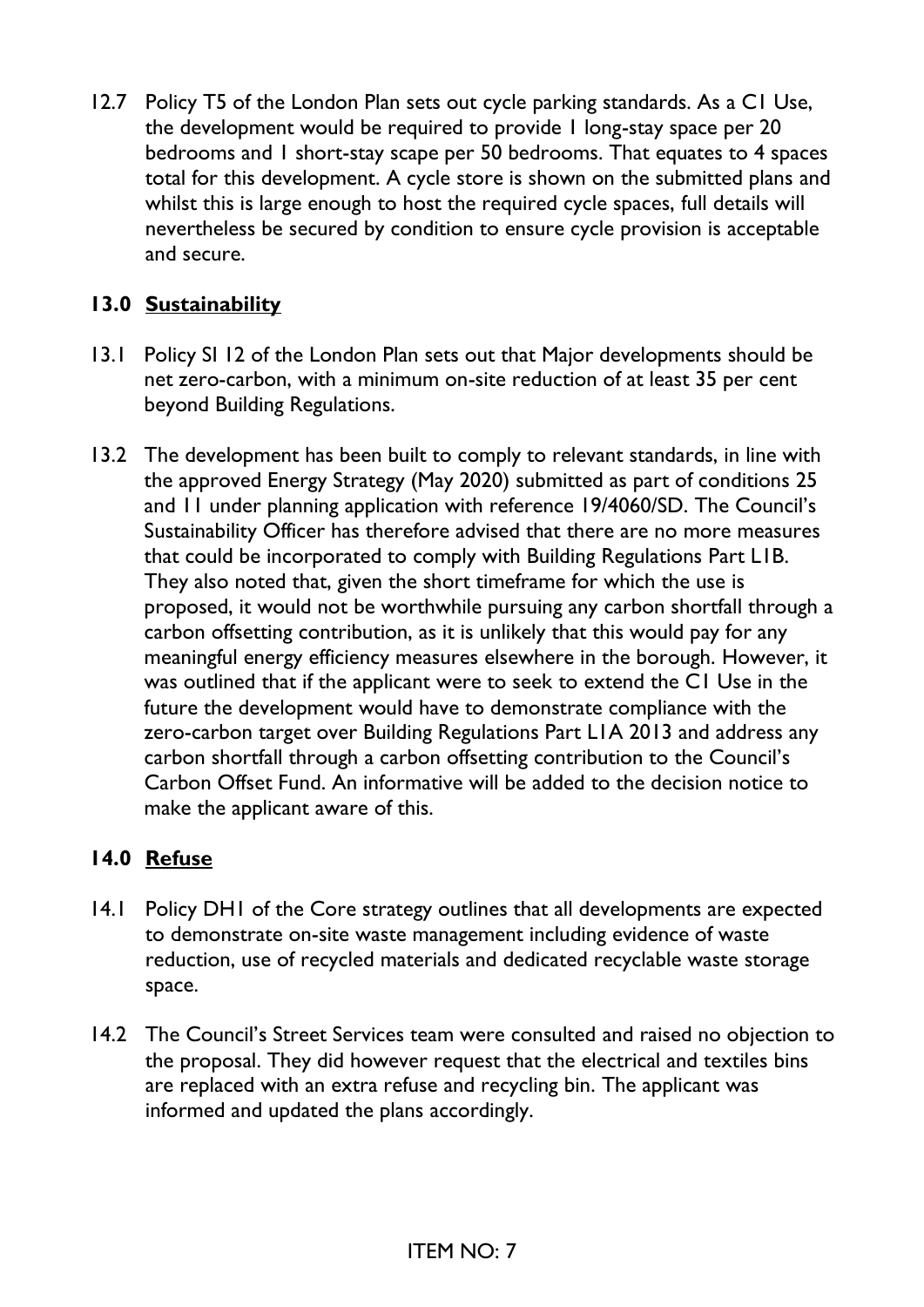12.7 Policy T5 of the London Plan sets out cycle parking standards. As a C1 Use, the development would be required to provide 1 long-stay space per 20 bedrooms and 1 short-stay scape per 50 bedrooms. That equates to 4 spaces total for this development. A cycle store is shown on the submitted plans and whilst this is large enough to host the required cycle spaces, full details will nevertheless be secured by condition to ensure cycle provision is acceptable and secure.

## 13.0 Sustainability

13.1 Policy SI 12 of the London Plan sets out that Major developments should be net zero-carbon, with a minimum on-site reduction of at least 35 per cent beyond Building Regulations.

13.2 The development has been built to comply to relevant standards, in line with the approved Energy Strategy (May 2020) submitted as part of conditions 25 and 11 under planning application with reference 19/4060/SD. The Council's Sustainability Officer has therefore advised that there are no more measures that could be incorporated to comply with Building Regulations Part L1B. They also noted that, given the short timeframe for which the use is proposed, it would not be worthwhile pursuing any carbon shortfall through a carbon offsetting contribution, as it is unlikely that this would pay for any meaningful energy efficiency measures elsewhere in the borough. However, it was outlined that if the applicant were to seek to extend the C1 Use in the future the development would have to demonstrate compliance with the zero-carbon target over Building Regulations Part L1A 2013 and address any carbon shortfall through a carbon offsetting contribution to the Council's Carbon Offset Fund. An informative will be added to the decision notice to make the applicant aware of this.

## 14.0 Refuse

14.1 Policy DH1 of the Core strategy outlines that all developments are expected to demonstrate on-site waste management including evidence of waste reduction, use of recycled materials and dedicated recyclable waste storage space.

14.2 The Council's Street Services team were consulted and raised no objection to the proposal. They did however request that the electrical and textiles bins are replaced with an extra refuse and recycling bin. The applicant was informed and updated the plans accordingly.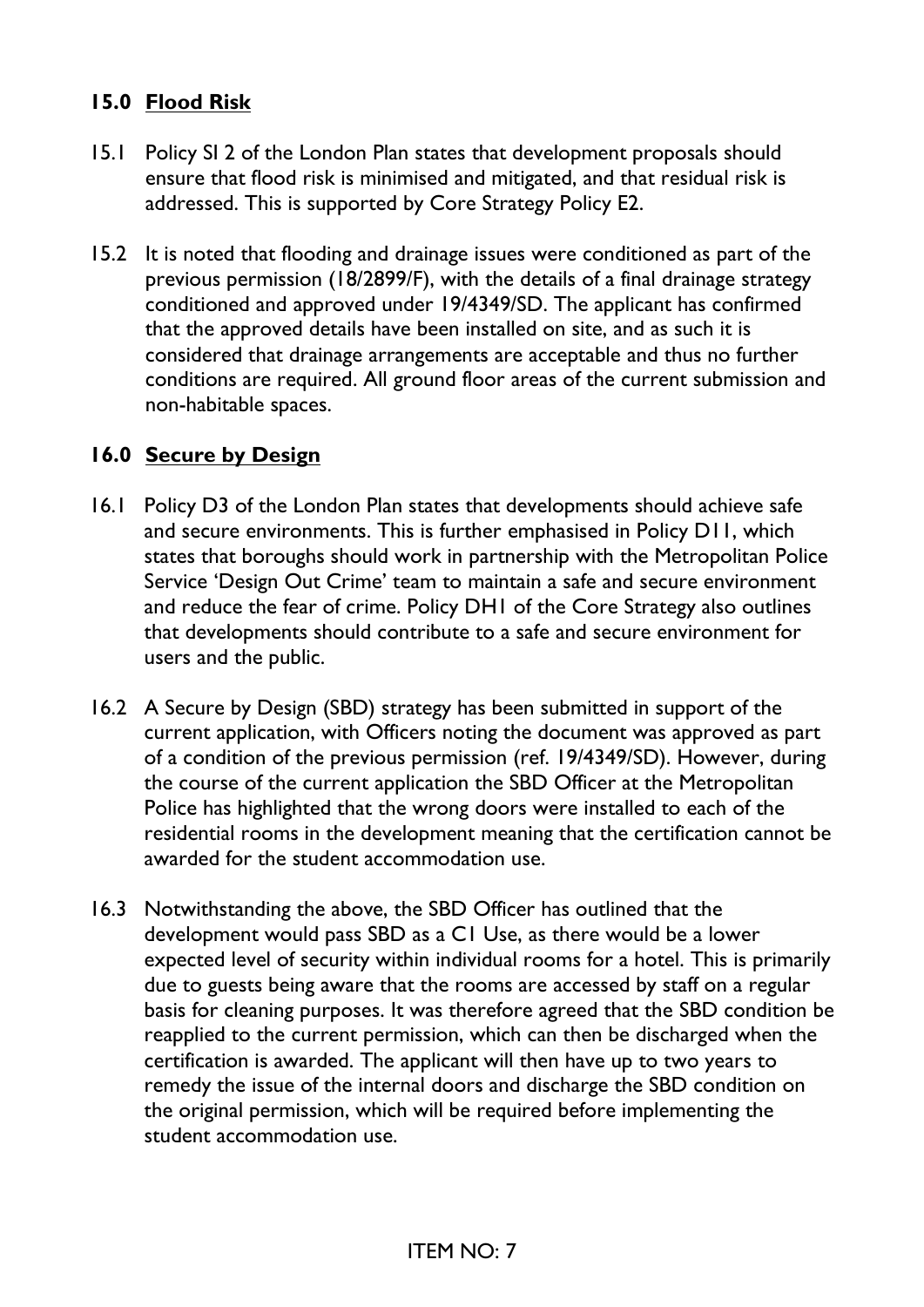## 15.0 Flood Risk

15.1 Policy SI 2 of the London Plan states that development proposals should ensure that flood risk is minimised and mitigated, and that residual risk is addressed. This is supported by Core Strategy Policy E2.

15.2 It is noted that flooding and drainage issues were conditioned as part of the previous permission (18/2899/F), with the details of a final drainage strategy conditioned and approved under 19/4349/SD. The applicant has confirmed that the approved details have been installed on site, and as such it is considered that drainage arrangements are acceptable and thus no further conditions are required. All ground floor areas of the current submission and non-habitable spaces.

## 16.0 Secure by Design

16.1 Policy D3 of the London Plan states that developments should achieve safe and secure environments. This is further emphasised in Policy D11, which states that boroughs should work in partnership with the Metropolitan Police Service 'Design Out Crime' team to maintain a safe and secure environment and reduce the fear of crime. Policy DH1 of the Core Strategy also outlines that developments should contribute to a safe and secure environment for users and the public.

16.2 A Secure by Design (SBD) strategy has been submitted in support of the current application, with Officers noting the document was approved as part of a condition of the previous permission (ref. 19/4349/SD). However, during the course of the current application the SBD Officer at the Metropolitan Police has highlighted that the wrong doors were installed to each of the residential rooms in the development meaning that the certification cannot be awarded for the student accommodation use.

16.3 Notwithstanding the above, the SBD Officer has outlined that the development would pass SBD as a C1 Use, as there would be a lower expected level of security within individual rooms for a hotel. This is primarily due to guests being aware that the rooms are accessed by staff on a regular basis for cleaning purposes. It was therefore agreed that the SBD condition be reapplied to the current permission, which can then be discharged when the certification is awarded. The applicant will then have up to two years to remedy the issue of the internal doors and discharge the SBD condition on the original permission, which will be required before implementing the student accommodation use.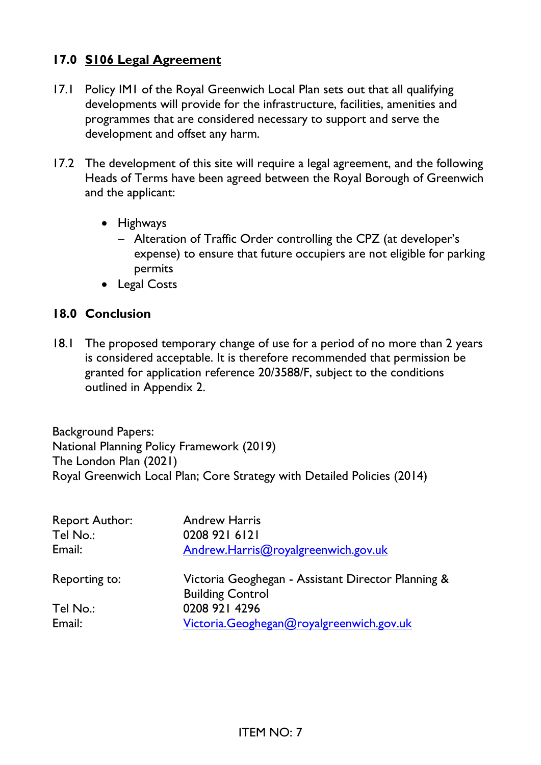## 17.0 S106 Legal Agreement

17.1 Policy IM1 of the Royal Greenwich Local Plan sets out that all qualifying developments will provide for the infrastructure, facilities, amenities and programmes that are considered necessary to support and serve the development and offset any harm.

17.2 The development of this site will require a legal agreement, and the following Heads of Terms have been agreed between the Royal Borough of Greenwich and the applicant:

- Highways
  - Alteration of Traffic Order controlling the CPZ (at developer's expense) to ensure that future occupiers are not eligible for parking permits
- Legal Costs

## 18.0 Conclusion

18.1 The proposed temporary change of use for a period of no more than 2 years is considered acceptable. It is therefore recommended that permission be granted for application reference 20/3588/F, subject to the conditions outlined in Appendix 2.

Background Papers:
National Planning Policy Framework (2019)
The London Plan (2021)
Royal Greenwich Local Plan; Core Strategy with Detailed Policies (2014)

| | |
|---|---|
| Report Author: | Andrew Harris |
| Tel No.: | 0208 921 6121 |
| Email: | Andrew.Harris@royalgreenwich.gov.uk |
| Reporting to: | Victoria Geoghegan - Assistant Director Planning & Building Control |
| Tel No.: | 0208 921 4296 |
| Email: | Victoria.Geoghegan@royalgreenwich.gov.uk |

ITEM NO: 7